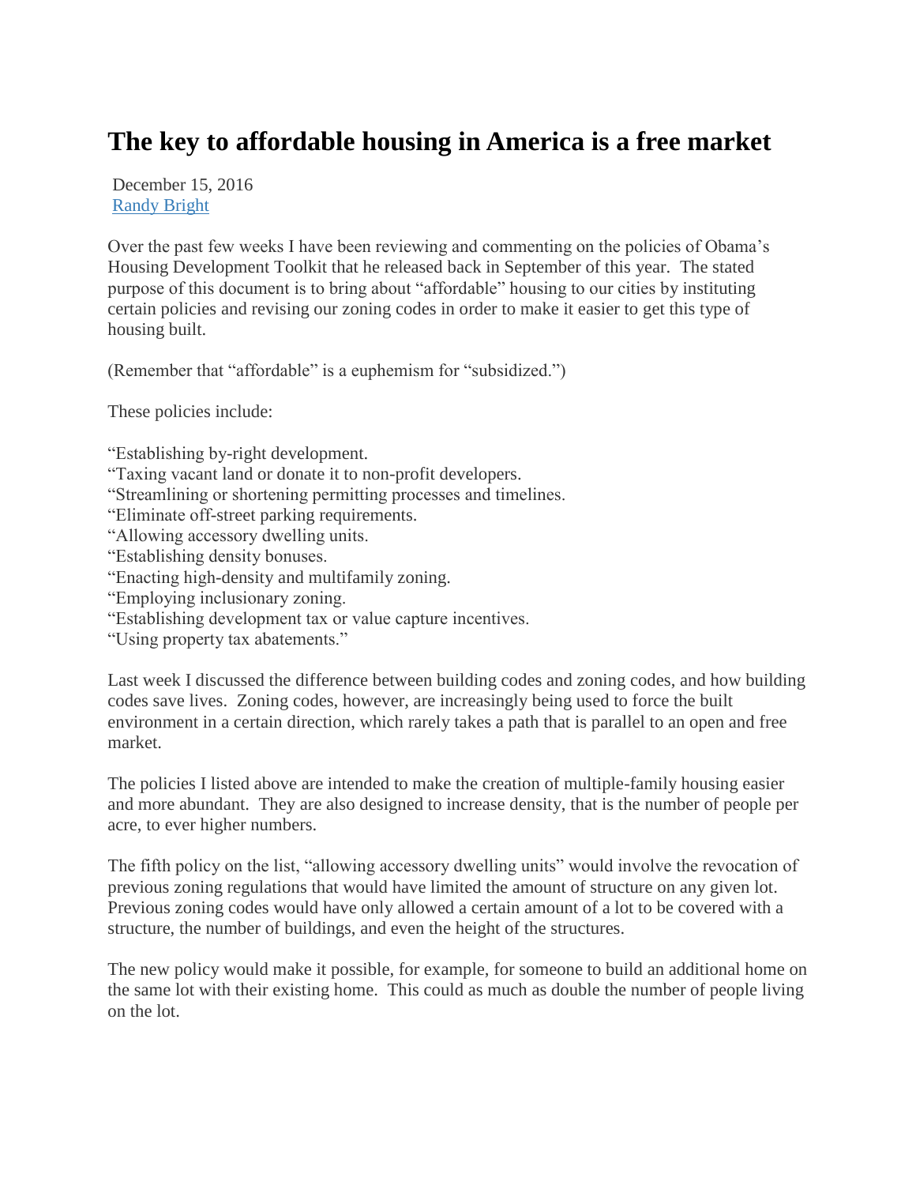# The key to affordable housing in America is a free market

December 15, 2016
Randy Bright

Over the past few weeks I have been reviewing and commenting on the policies of Obama's Housing Development Toolkit that he released back in September of this year. The stated purpose of this document is to bring about "affordable" housing to our cities by instituting certain policies and revising our zoning codes in order to make it easier to get this type of housing built.

(Remember that "affordable" is a euphemism for "subsidized.")

These policies include:

"Establishing by-right development.
"Taxing vacant land or donate it to non-profit developers.
"Streamlining or shortening permitting processes and timelines.
"Eliminate off-street parking requirements.
"Allowing accessory dwelling units.
"Establishing density bonuses.
"Enacting high-density and multifamily zoning.
"Employing inclusionary zoning.
"Establishing development tax or value capture incentives.
"Using property tax abatements."

Last week I discussed the difference between building codes and zoning codes, and how building codes save lives. Zoning codes, however, are increasingly being used to force the built environment in a certain direction, which rarely takes a path that is parallel to an open and free market.

The policies I listed above are intended to make the creation of multiple-family housing easier and more abundant. They are also designed to increase density, that is the number of people per acre, to ever higher numbers.

The fifth policy on the list, "allowing accessory dwelling units" would involve the revocation of previous zoning regulations that would have limited the amount of structure on any given lot. Previous zoning codes would have only allowed a certain amount of a lot to be covered with a structure, the number of buildings, and even the height of the structures.

The new policy would make it possible, for example, for someone to build an additional home on the same lot with their existing home. This could as much as double the number of people living on the lot.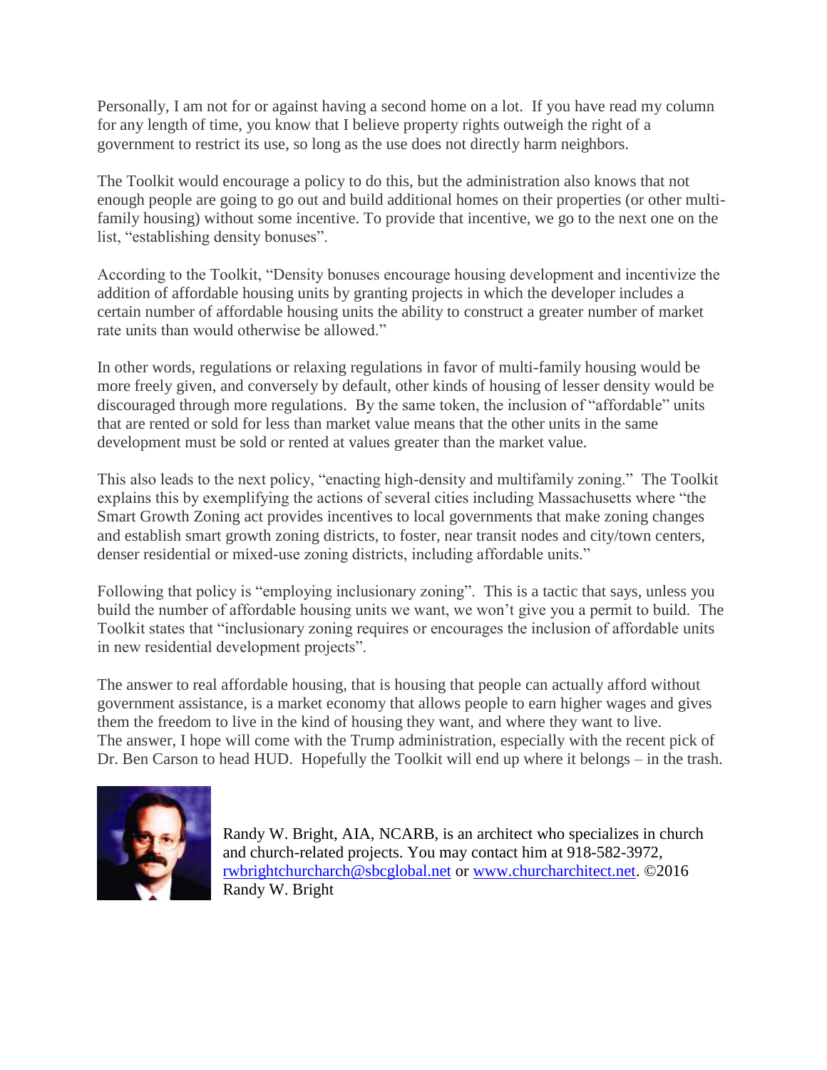Personally, I am not for or against having a second home on a lot. If you have read my column for any length of time, you know that I believe property rights outweigh the right of a government to restrict its use, so long as the use does not directly harm neighbors.

The Toolkit would encourage a policy to do this, but the administration also knows that not enough people are going to go out and build additional homes on their properties (or other multi-family housing) without some incentive. To provide that incentive, we go to the next one on the list, "establishing density bonuses".

According to the Toolkit, "Density bonuses encourage housing development and incentivize the addition of affordable housing units by granting projects in which the developer includes a certain number of affordable housing units the ability to construct a greater number of market rate units than would otherwise be allowed."

In other words, regulations or relaxing regulations in favor of multi-family housing would be more freely given, and conversely by default, other kinds of housing of lesser density would be discouraged through more regulations. By the same token, the inclusion of "affordable" units that are rented or sold for less than market value means that the other units in the same development must be sold or rented at values greater than the market value.

This also leads to the next policy, "enacting high-density and multifamily zoning." The Toolkit explains this by exemplifying the actions of several cities including Massachusetts where "the Smart Growth Zoning act provides incentives to local governments that make zoning changes and establish smart growth zoning districts, to foster, near transit nodes and city/town centers, denser residential or mixed-use zoning districts, including affordable units."

Following that policy is "employing inclusionary zoning". This is a tactic that says, unless you build the number of affordable housing units we want, we won't give you a permit to build. The Toolkit states that "inclusionary zoning requires or encourages the inclusion of affordable units in new residential development projects".

The answer to real affordable housing, that is housing that people can actually afford without government assistance, is a market economy that allows people to earn higher wages and gives them the freedom to live in the kind of housing they want, and where they want to live.
The answer, I hope will come with the Trump administration, especially with the recent pick of Dr. Ben Carson to head HUD. Hopefully the Toolkit will end up where it belongs – in the trash.

Randy W. Bright, AIA, NCARB, is an architect who specializes in church and church-related projects. You may contact him at 918-582-3972, [rwbrightchurcharch@sbcglobal.net](mailto:rwbrightchurcharch@sbcglobal.net) or [www.churcharchitect.net](http://www.churcharchitect.net). ©2016 Randy W. Bright